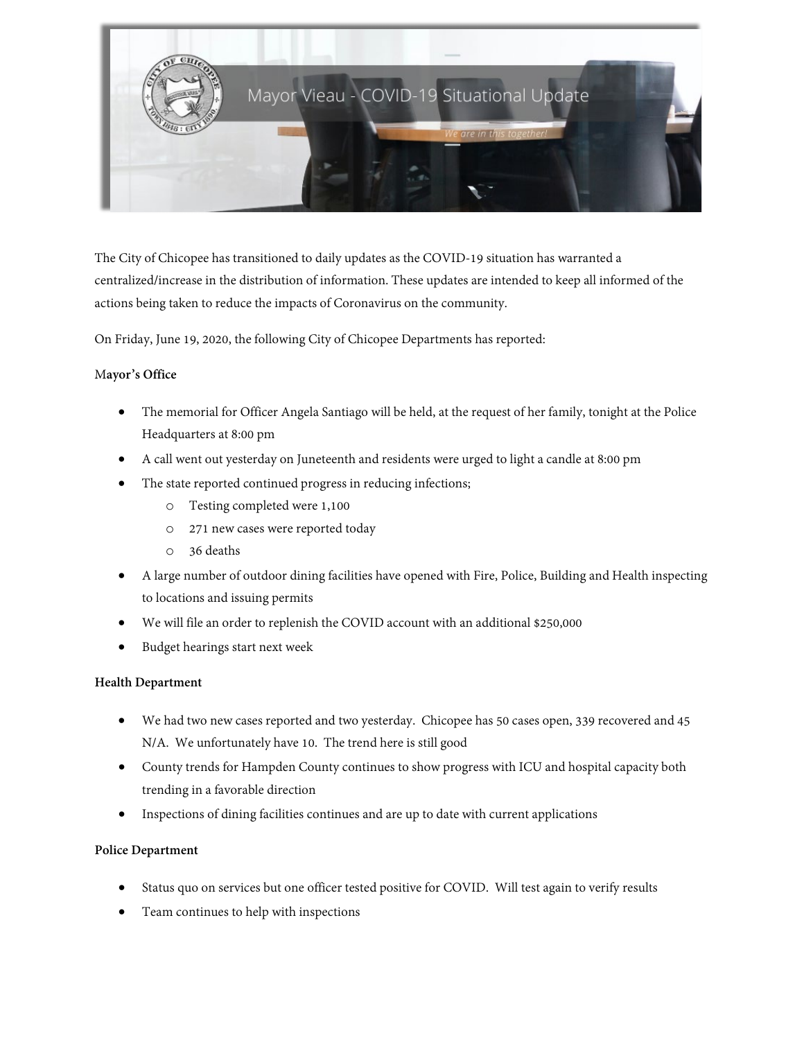# Mayor Vieau - COVID-19 Situational Update

*We are in this together!*

The City of Chicopee has transitioned to daily updates as the COVID-19 situation has warranted a centralized/increase in the distribution of information. These updates are intended to keep all informed of the actions being taken to reduce the impacts of Coronavirus on the community.

On Friday, June 19, 2020, the following City of Chicopee Departments has reported:

**Mayor's Office**

- The memorial for Officer Angela Santiago will be held, at the request of her family, tonight at the Police Headquarters at 8:00 pm
- A call went out yesterday on Juneteenth and residents were urged to light a candle at 8:00 pm
- The state reported continued progress in reducing infections;
  - Testing completed were 1,100
  - 271 new cases were reported today
  - 36 deaths
- A large number of outdoor dining facilities have opened with Fire, Police, Building and Health inspecting to locations and issuing permits
- We will file an order to replenish the COVID account with an additional $250,000
- Budget hearings start next week

**Health Department**

- We had two new cases reported and two yesterday. Chicopee has 50 cases open, 339 recovered and 45 N/A. We unfortunately have 10. The trend here is still good
- County trends for Hampden County continues to show progress with ICU and hospital capacity both trending in a favorable direction
- Inspections of dining facilities continues and are up to date with current applications

**Police Department**

- Status quo on services but one officer tested positive for COVID. Will test again to verify results
- Team continues to help with inspections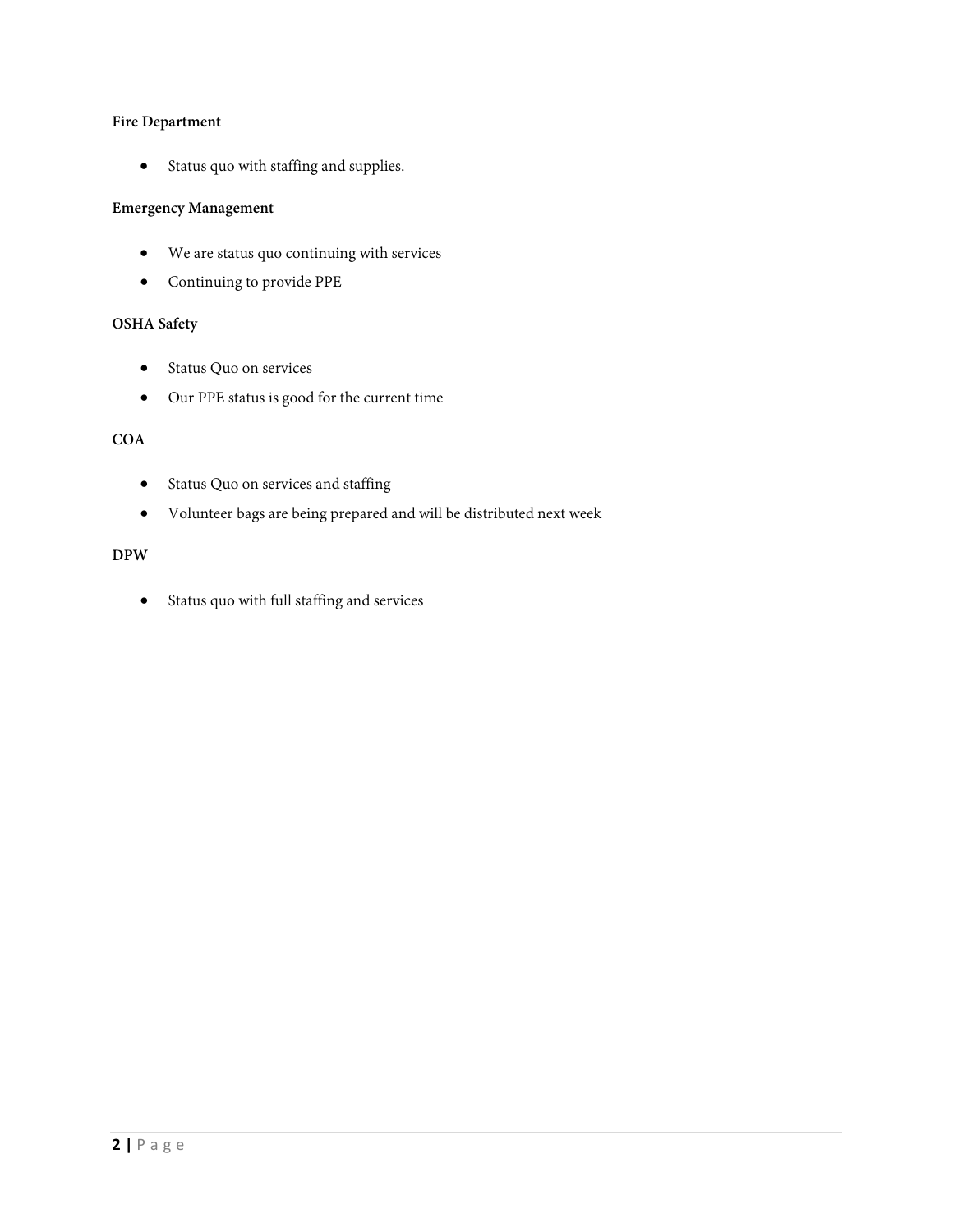**Fire Department**

- Status quo with staffing and supplies.

**Emergency Management**

- We are status quo continuing with services
- Continuing to provide PPE

**OSHA Safety**

- Status Quo on services
- Our PPE status is good for the current time

**COA**

- Status Quo on services and staffing
- Volunteer bags are being prepared and will be distributed next week

**DPW**

- Status quo with full staffing and services